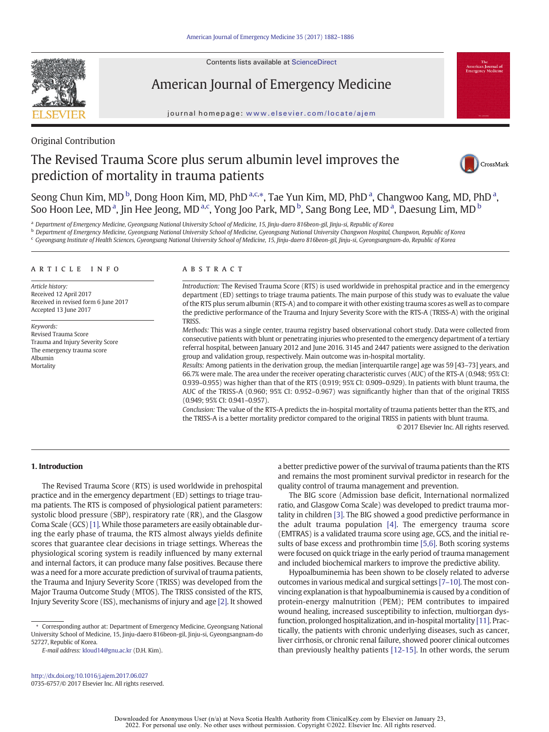Original Contribution

# The Revised Trauma Score plus serum albumin level improves the prediction of mortality in trauma patients

Seong Chun Kim, MD [b], Dong Hoon Kim, MD, PhD [a,c,*], Tae Yun Kim, MD, PhD [a], Changwoo Kang, MD, PhD [a], Soo Hoon Lee, MD [a], Jin Hee Jeong, MD [a,c], Yong Joo Park, MD [b], Sang Bong Lee, MD [a], Daesung Lim, MD [b]

[a] Department of Emergency Medicine, Gyeongsang National University School of Medicine, 15, Jinju-daero 816beon-gil, Jinju-si, Republic of Korea
[b] Department of Emergency Medicine, Gyeongsang National University School of Medicine, Gyeongsang National University Changwon Hospital, Changwon, Republic of Korea
[c] Gyeongsang Institute of Health Sciences, Gyeongsang National University School of Medicine, 15, Jinju-daero 816beon-gil, Jinju-si, Gyeongsangnam-do, Republic of Korea

## ARTICLE INFO

*Article history:*
Received 12 April 2017
Received in revised form 6 June 2017
Accepted 13 June 2017

*Keywords:*
Revised Trauma Score
Trauma and Injury Severity Score
The emergency trauma score
Albumin
Mortality

## ABSTRACT

*Introduction:* The Revised Trauma Score (RTS) is used worldwide in prehospital practice and in the emergency department (ED) settings to triage trauma patients. The main purpose of this study was to evaluate the value of the RTS plus serum albumin (RTS-A) and to compare it with other existing trauma scores as well as to compare the predictive performance of the Trauma and Injury Severity Score with the RTS-A (TRISS-A) with the original TRISS.

*Methods:* This was a single center, trauma registry based observational cohort study. Data were collected from consecutive patients with blunt or penetrating injuries who presented to the emergency department of a tertiary referral hospital, between January 2012 and June 2016. 3145 and 2447 patients were assigned to the derivation group and validation group, respectively. Main outcome was in-hospital mortality.

*Results:* Among patients in the derivation group, the median [interquartile range] age was 59 [43–73] years, and 66.7% were male. The area under the receiver operating characteristic curves (AUC) of the RTS-A (0.948; 95% CI: 0.939–0.955) was higher than that of the RTS (0.919; 95% CI: 0.909–0.929). In patients with blunt trauma, the AUC of the TRISS-A (0.960; 95% CI: 0.952–0.967) was significantly higher than that of the original TRISS (0.949; 95% CI: 0.941–0.957).

*Conclusion:* The value of the RTS-A predicts the in-hospital mortality of trauma patients better than the RTS, and the TRISS-A is a better mortality predictor compared to the original TRISS in patients with blunt trauma.

© 2017 Elsevier Inc. All rights reserved.

## 1. Introduction

The Revised Trauma Score (RTS) is used worldwide in prehospital practice and in the emergency department (ED) settings to triage trauma patients. The RTS is composed of physiological patient parameters: systolic blood pressure (SBP), respiratory rate (RR), and the Glasgow Coma Scale (GCS) [1]. While those parameters are easily obtainable during the early phase of trauma, the RTS almost always yields definite scores that guarantee clear decisions in triage settings. Whereas the physiological scoring system is readily influenced by many external and internal factors, it can produce many false positives. Because there was a need for a more accurate prediction of survival of trauma patients, the Trauma and Injury Severity Score (TRISS) was developed from the Major Trauma Outcome Study (MTOS). The TRISS consisted of the RTS, Injury Severity Score (ISS), mechanisms of injury and age [2]. It showed a better predictive power of the survival of trauma patients than the RTS and remains the most prominent survival predictor in research for the quality control of trauma management and prevention.

The BIG score (Admission base deficit, International normalized ratio, and Glasgow Coma Scale) was developed to predict trauma mortality in children [3]. The BIG showed a good predictive performance in the adult trauma population [4]. The emergency trauma score (EMTRAS) is a validated trauma score using age, GCS, and the initial results of base excess and prothrombin time [5,6]. Both scoring systems were focused on quick triage in the early period of trauma management and included biochemical markers to improve the predictive ability.

Hypoalbuminemia has been shown to be closely related to adverse outcomes in various medical and surgical settings [7–10]. The most convincing explanation is that hypoalbuminemia is caused by a condition of protein-energy malnutrition (PEM); PEM contributes to impaired wound healing, increased susceptibility to infection, multiorgan dysfunction, prolonged hospitalization, and in-hospital mortality [11]. Practically, the patients with chronic underlying diseases, such as cancer, liver cirrhosis, or chronic renal failure, showed poorer clinical outcomes than previously healthy patients [12-15]. In other words, the serum

* Corresponding author at: Department of Emergency Medicine, Gyeongsang National University School of Medicine, 15, Jinju-daero 816beon-gil, Jinju-si, Gyeongsangnam-do 52727, Republic of Korea.
*E-mail address:* kloud14@gnu.ac.kr (D.H. Kim).

http://dx.doi.org/10.1016/j.ajem.2017.06.027
0735-6757/© 2017 Elsevier Inc. All rights reserved.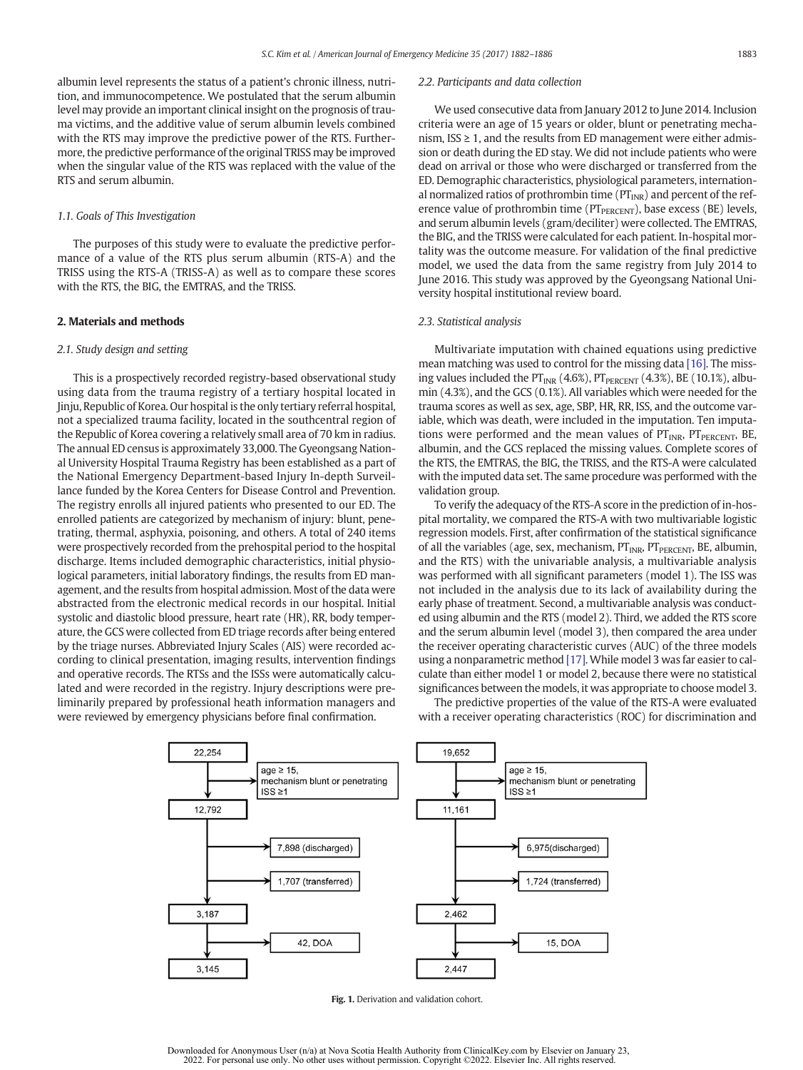albumin level represents the status of a patient's chronic illness, nutrition, and immunocompetence. We postulated that the serum albumin level may provide an important clinical insight on the prognosis of trauma victims, and the additive value of serum albumin levels combined with the RTS may improve the predictive power of the RTS. Furthermore, the predictive performance of the original TRISS may be improved when the singular value of the RTS was replaced with the value of the RTS and serum albumin.

### 1.1. Goals of This Investigation

The purposes of this study were to evaluate the predictive performance of a value of the RTS plus serum albumin (RTS-A) and the TRISS using the RTS-A (TRISS-A) as well as to compare these scores with the RTS, the BIG, the EMTRAS, and the TRISS.

## 2. Materials and methods

### 2.1. Study design and setting

This is a prospectively recorded registry-based observational study using data from the trauma registry of a tertiary hospital located in Jinju, Republic of Korea. Our hospital is the only tertiary referral hospital, not a specialized trauma facility, located in the southcentral region of the Republic of Korea covering a relatively small area of 70 km in radius. The annual ED census is approximately 33,000. The Gyeongsang National University Hospital Trauma Registry has been established as a part of the National Emergency Department-based Injury In-depth Surveillance funded by the Korea Centers for Disease Control and Prevention. The registry enrolls all injured patients who presented to our ED. The enrolled patients are categorized by mechanism of injury: blunt, penetrating, thermal, asphyxia, poisoning, and others. A total of 240 items were prospectively recorded from the prehospital period to the hospital discharge. Items included demographic characteristics, initial physiological parameters, initial laboratory findings, the results from ED management, and the results from hospital admission. Most of the data were abstracted from the electronic medical records in our hospital. Initial systolic and diastolic blood pressure, heart rate (HR), RR, body temperature, the GCS were collected from ED triage records after being entered by the triage nurses. Abbreviated Injury Scales (AIS) were recorded according to clinical presentation, imaging results, intervention findings and operative records. The RTSs and the ISSs were automatically calculated and were recorded in the registry. Injury descriptions were preliminarily prepared by professional heath information managers and were reviewed by emergency physicians before final confirmation.

### 2.2. Participants and data collection

We used consecutive data from January 2012 to June 2014. Inclusion criteria were an age of 15 years or older, blunt or penetrating mechanism, ISS ≥ 1, and the results from ED management were either admission or death during the ED stay. We did not include patients who were dead on arrival or those who were discharged or transferred from the ED. Demographic characteristics, physiological parameters, international normalized ratios of prothrombin time ($PT_{INR}$) and percent of the reference value of prothrombin time ($PT_{PERCENT}$), base excess (BE) levels, and serum albumin levels (gram/deciliter) were collected. The EMTRAS, the BIG, and the TRISS were calculated for each patient. In-hospital mortality was the outcome measure. For validation of the final predictive model, we used the data from the same registry from July 2014 to June 2016. This study was approved by the Gyeongsang National University hospital institutional review board.

### 2.3. Statistical analysis

Multivariate imputation with chained equations using predictive mean matching was used to control for the missing data [16]. The missing values included the $PT_{INR}$ (4.6%), $PT_{PERCENT}$ (4.3%), BE (10.1%), albumin (4.3%), and the GCS (0.1%). All variables which were needed for the trauma scores as well as sex, age, SBP, HR, RR, ISS, and the outcome variable, which was death, were included in the imputation. Ten imputations were performed and the mean values of $PT_{INR}$, $PT_{PERCENT}$, BE, albumin, and the GCS replaced the missing values. Complete scores of the RTS, the EMTRAS, the BIG, the TRISS, and the RTS-A were calculated with the imputed data set. The same procedure was performed with the validation group.

To verify the adequacy of the RTS-A score in the prediction of in-hospital mortality, we compared the RTS-A with two multivariable logistic regression models. First, after confirmation of the statistical significance of all the variables (age, sex, mechanism, $PT_{INR}$, $PT_{PERCENT}$, BE, albumin, and the RTS) with the univariable analysis, a multivariable analysis was performed with all significant parameters (model 1). The ISS was not included in the analysis due to its lack of availability during the early phase of treatment. Second, a multivariable analysis was conducted using albumin and the RTS (model 2). Third, we added the RTS score and the serum albumin level (model 3), then compared the area under the receiver operating characteristic curves (AUC) of the three models using a nonparametric method [17]. While model 3 was far easier to calculate than either model 1 or model 2, because there were no statistical significances between the models, it was appropriate to choose model 3.

The predictive properties of the value of the RTS-A were evaluated with a receiver operating characteristics (ROC) for discrimination and

| Derivation cohort | Validation cohort |
|---|---|
| 22,254 | 19,652 |
| → age ≥ 15, mechanism blunt or penetrating, ISS ≥1 | → age ≥ 15, mechanism blunt or penetrating, ISS ≥1 |
| 12,792 | 11,161 |
| → 7,898 (discharged) | → 6,975(discharged) |
| → 1,707 (transferred) | → 1,724 (transferred) |
| 3,187 | 2,462 |
| → 42, DOA | → 15, DOA |
| 3,145 | 2,447 |

**Fig. 1.** Derivation and validation cohort.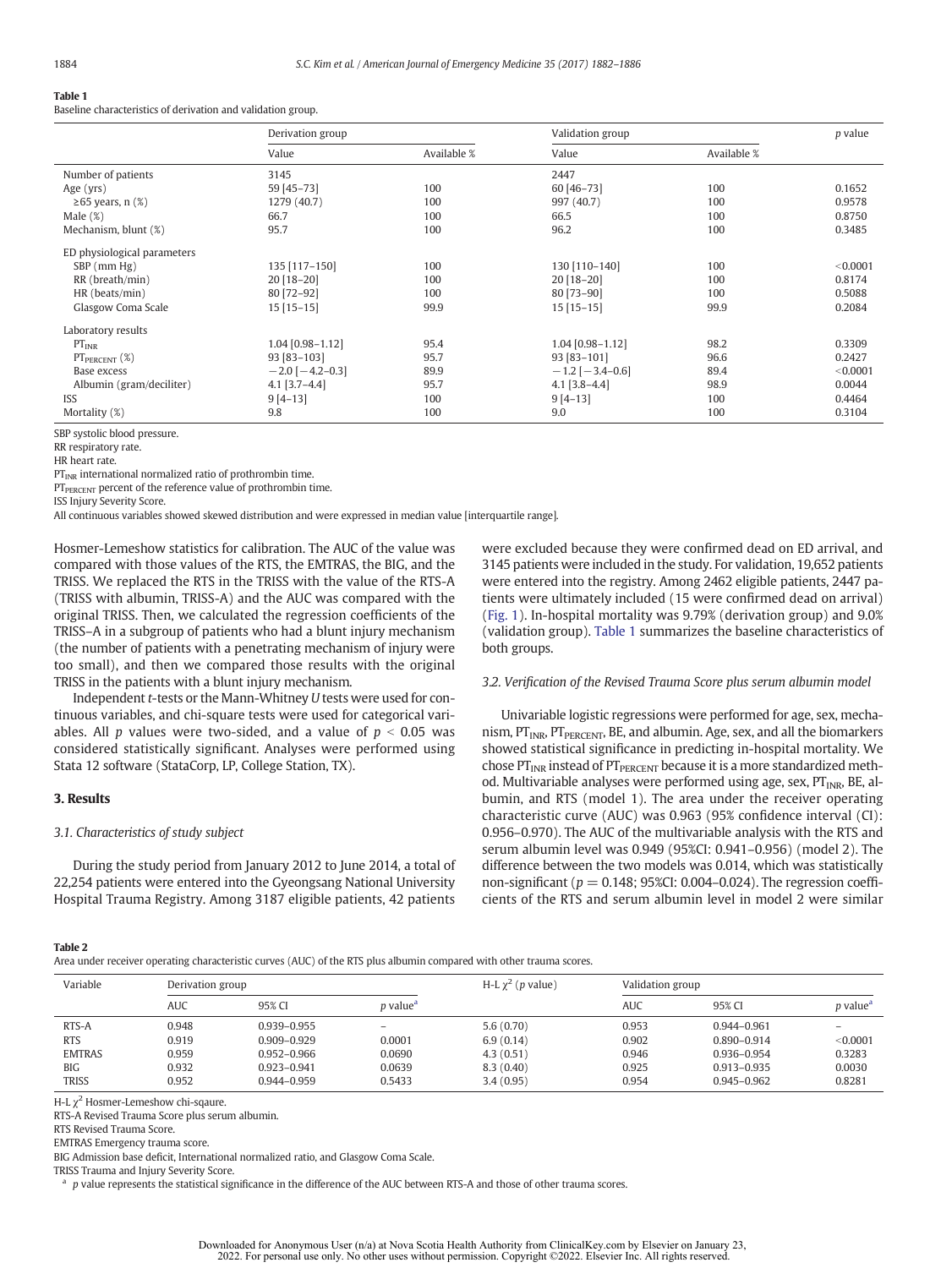**Table 1**
Baseline characteristics of derivation and validation group.

| | Derivation group | | Validation group | | p value |
|---|---|---|---|---|---|
| | Value | Available % | Value | Available % | |
| Number of patients | 3145 | | 2447 | | |
| Age (yrs) | 59 [45–73] | 100 | 60 [46–73] | 100 | 0.1652 |
| ≥65 years, n (%) | 1279 (40.7) | 100 | 997 (40.7) | 100 | 0.9578 |
| Male (%) | 66.7 | 100 | 66.5 | 100 | 0.8750 |
| Mechanism, blunt (%) | 95.7 | 100 | 96.2 | 100 | 0.3485 |
| ED physiological parameters | | | | | |
| SBP (mm Hg) | 135 [117–150] | 100 | 130 [110–140] | 100 | <0.0001 |
| RR (breath/min) | 20 [18–20] | 100 | 20 [18–20] | 100 | 0.8174 |
| HR (beats/min) | 80 [72–92] | 100 | 80 [73–90] | 100 | 0.5088 |
| Glasgow Coma Scale | 15 [15–15] | 99.9 | 15 [15–15] | 99.9 | 0.2084 |
| Laboratory results | | | | | |
| $PT_{INR}$ | 1.04 [0.98–1.12] | 95.4 | 1.04 [0.98–1.12] | 98.2 | 0.3309 |
| $PT_{PERCENT}$ (%) | 93 [83–103] | 95.7 | 93 [83–101] | 96.6 | 0.2427 |
| Base excess | −2.0 [−4.2–0.3] | 89.9 | −1.2 [−3.4–0.6] | 89.4 | <0.0001 |
| Albumin (gram/deciliter) | 4.1 [3.7–4.4] | 95.7 | 4.1 [3.8–4.4] | 98.9 | 0.0044 |
| ISS | 9 [4–13] | 100 | 9 [4–13] | 100 | 0.4464 |
| Mortality (%) | 9.8 | 100 | 9.0 | 100 | 0.3104 |

SBP systolic blood pressure.
RR respiratory rate.
HR heart rate.
$PT_{INR}$ international normalized ratio of prothrombin time.
$PT_{PERCENT}$ percent of the reference value of prothrombin time.
ISS Injury Severity Score.
All continuous variables showed skewed distribution and were expressed in median value [interquartile range].

Hosmer-Lemeshow statistics for calibration. The AUC of the value was compared with those values of the RTS, the EMTRAS, the BIG, and the TRISS. We replaced the RTS in the TRISS with the value of the RTS-A (TRISS with albumin, TRISS-A) and the AUC was compared with the original TRISS. Then, we calculated the regression coefficients of the TRISS–A in a subgroup of patients who had a blunt injury mechanism (the number of patients with a penetrating mechanism of injury were too small), and then we compared those results with the original TRISS in the patients with a blunt injury mechanism.

Independent *t*-tests or the Mann-Whitney *U* tests were used for continuous variables, and chi-square tests were used for categorical variables. All *p* values were two-sided, and a value of $p < 0.05$ was considered statistically significant. Analyses were performed using Stata 12 software (StataCorp, LP, College Station, TX).

## 3. Results

### 3.1. Characteristics of study subject

During the study period from January 2012 to June 2014, a total of 22,254 patients were entered into the Gyeongsang National University Hospital Trauma Registry. Among 3187 eligible patients, 42 patients were excluded because they were confirmed dead on ED arrival, and 3145 patients were included in the study. For validation, 19,652 patients were entered into the registry. Among 2462 eligible patients, 2447 patients were ultimately included (15 were confirmed dead on arrival) (Fig. 1). In-hospital mortality was 9.79% (derivation group) and 9.0% (validation group). Table 1 summarizes the baseline characteristics of both groups.

### 3.2. Verification of the Revised Trauma Score plus serum albumin model

Univariable logistic regressions were performed for age, sex, mechanism, $PT_{INR}$, $PT_{PERCENT}$, BE, and albumin. Age, sex, and all the biomarkers showed statistical significance in predicting in-hospital mortality. We chose $PT_{INR}$ instead of $PT_{PERCENT}$ because it is a more standardized method. Multivariable analyses were performed using age, sex, $PT_{INR}$, BE, albumin, and RTS (model 1). The area under the receiver operating characteristic curve (AUC) was 0.963 (95% confidence interval (CI): 0.956–0.970). The AUC of the multivariable analysis with the RTS and serum albumin level was 0.949 (95%CI: 0.941–0.956) (model 2). The difference between the two models was 0.014, which was statistically non-significant ($p = 0.148$; 95%CI: 0.004–0.024). The regression coefficients of the RTS and serum albumin level in model 2 were similar

**Table 2**
Area under receiver operating characteristic curves (AUC) of the RTS plus albumin compared with other trauma scores.

| Variable | Derivation group | | | H-L $\chi^2$ (p value) | Validation group | | |
|---|---|---|---|---|---|---|---|
| | AUC | 95% CI | p value[a] | | AUC | 95% CI | p value[a] |
| RTS-A | 0.948 | 0.939–0.955 | – | 5.6 (0.70) | 0.953 | 0.944–0.961 | – |
| RTS | 0.919 | 0.909–0.929 | 0.0001 | 6.9 (0.14) | 0.902 | 0.890–0.914 | <0.0001 |
| EMTRAS | 0.959 | 0.952–0.966 | 0.0690 | 4.3 (0.51) | 0.946 | 0.936–0.954 | 0.3283 |
| BIG | 0.932 | 0.923–0.941 | 0.0639 | 8.3 (0.40) | 0.925 | 0.913–0.935 | 0.0030 |
| TRISS | 0.952 | 0.944–0.959 | 0.5433 | 3.4 (0.95) | 0.954 | 0.945–0.962 | 0.8281 |

H-L $\chi^2$ Hosmer-Lemeshow chi-sqaure.
RTS-A Revised Trauma Score plus serum albumin.
RTS Revised Trauma Score.
EMTRAS Emergency trauma score.
BIG Admission base deficit, International normalized ratio, and Glasgow Coma Scale.
TRISS Trauma and Injury Severity Score.
[a] p value represents the statistical significance in the difference of the AUC between RTS-A and those of other trauma scores.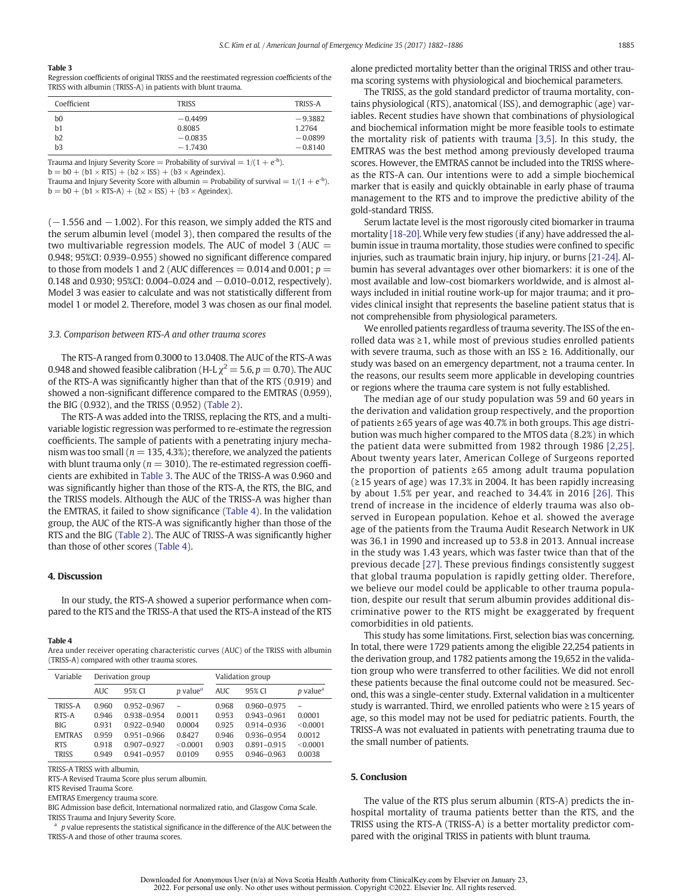**Table 3**
Regression coefficients of original TRISS and the reestimated regression coefficients of the TRISS with albumin (TRISS-A) in patients with blunt trauma.

| Coefficient | TRISS | TRISS-A |
|---|---|---|
| b0 | −0.4499 | −9.3882 |
| b1 | 0.8085 | 1.2764 |
| b2 | −0.0835 | −0.0899 |
| b3 | −1.7430 | −0.8140 |

Trauma and Injury Severity Score = Probability of survival = $1/(1 + e^{-b})$.
$b = b0 + (b1 \times RTS) + (b2 \times ISS) + (b3 \times Ageindex)$.
Trauma and Injury Severity Score with albumin = Probability of survival = $1/(1 + e^{-b})$.
$b = b0 + (b1 \times RTS\text{-}A) + (b2 \times ISS) + (b3 \times Ageindex)$.

(−1.556 and −1.002). For this reason, we simply added the RTS and the serum albumin level (model 3), then compared the results of the two multivariable regression models. The AUC of model 3 (AUC = 0.948; 95%CI: 0.939–0.955) showed no significant difference compared to those from models 1 and 2 (AUC differences = 0.014 and 0.001; $p$ = 0.148 and 0.930; 95%CI: 0.004–0.024 and −0.010–0.012, respectively). Model 3 was easier to calculate and was not statistically different from model 1 or model 2. Therefore, model 3 was chosen as our final model.

### 3.3. Comparison between RTS-A and other trauma scores

The RTS-A ranged from 0.3000 to 13.0408. The AUC of the RTS-A was 0.948 and showed feasible calibration (H-L $\chi^2 = 5.6$, $p = 0.70$). The AUC of the RTS-A was significantly higher than that of the RTS (0.919) and showed a non-significant difference compared to the EMTRAS (0.959), the BIG (0.932), and the TRISS (0.952) (Table 2).

The RTS-A was added into the TRISS, replacing the RTS, and a multivariable logistic regression was performed to re-estimate the regression coefficients. The sample of patients with a penetrating injury mechanism was too small ($n = 135$, 4.3%); therefore, we analyzed the patients with blunt trauma only ($n = 3010$). The re-estimated regression coefficients are exhibited in Table 3. The AUC of the TRISS-A was 0.960 and was significantly higher than those of the RTS-A, the RTS, the BIG, and the TRISS models. Although the AUC of the TRISS-A was higher than the EMTRAS, it failed to show significance (Table 4). In the validation group, the AUC of the RTS-A was significantly higher than those of the RTS and the BIG (Table 2). The AUC of TRISS-A was significantly higher than those of other scores (Table 4).

## 4. Discussion

In our study, the RTS-A showed a superior performance when compared to the RTS and the TRISS-A that used the RTS-A instead of the RTS alone predicted mortality better than the original TRISS and other trauma scoring systems with physiological and biochemical parameters.

The TRISS, as the gold standard predictor of trauma mortality, contains physiological (RTS), anatomical (ISS), and demographic (age) variables. Recent studies have shown that combinations of physiological and biochemical information might be more feasible tools to estimate the mortality risk of patients with trauma [3,5]. In this study, the EMTRAS was the best method among previously developed trauma scores. However, the EMTRAS cannot be included into the TRISS whereas the RTS-A can. Our intentions were to add a simple biochemical marker that is easily and quickly obtainable in early phase of trauma management to the RTS and to improve the predictive ability of the gold-standard TRISS.

Serum lactate level is the most rigorously cited biomarker in trauma mortality [18-20]. While very few studies (if any) have addressed the albumin issue in trauma mortality, those studies were confined to specific injuries, such as traumatic brain injury, hip injury, or burns [21-24]. Albumin has several advantages over other biomarkers: it is one of the most available and low-cost biomarkers worldwide, and is almost always included in initial routine work-up for major trauma; and it provides clinical insight that represents the baseline patient status that is not comprehensible from physiological parameters.

We enrolled patients regardless of trauma severity. The ISS of the enrolled data was ≥1, while most of previous studies enrolled patients with severe trauma, such as those with an ISS ≥ 16. Additionally, our study was based on an emergency department, not a trauma center. In the reasons, our results seem more applicable in developing countries or regions where the trauma care system is not fully established.

The median age of our study population was 59 and 60 years in the derivation and validation group respectively, and the proportion of patients ≥65 years of age was 40.7% in both groups. This age distribution was much higher compared to the MTOS data (8.2%) in which the patient data were submitted from 1982 through 1986 [2,25]. About twenty years later, American College of Surgeons reported the proportion of patients ≥65 among adult trauma population (≥15 years of age) was 17.3% in 2004. It has been rapidly increasing by about 1.5% per year, and reached to 34.4% in 2016 [26]. This trend of increase in the incidence of elderly trauma was also observed in European population. Kehoe et al. showed the average age of the patients from the Trauma Audit Research Network in UK was 36.1 in 1990 and increased up to 53.8 in 2013. Annual increase in the study was 1.43 years, which was faster twice than that of the previous decade [27]. These previous findings consistently suggest that global trauma population is rapidly getting older. Therefore, we believe our model could be applicable to other trauma population, despite our result that serum albumin provides additional discriminative power to the RTS might be exaggerated by frequent comorbidities in old patients.

This study has some limitations. First, selection bias was concerning. In total, there were 1729 patients among the eligible 22,254 patients in the derivation group, and 1782 patients among the 19,652 in the validation group who were transferred to other facilities. We did not enroll these patients because the final outcome could not be measured. Second, this was a single-center study. External validation in a multicenter study is warranted. Third, we enrolled patients who were ≥15 years of age, so this model may not be used for pediatric patients. Fourth, the TRISS-A was not evaluated in patients with penetrating trauma due to the small number of patients.

**Table 4**
Area under receiver operating characteristic curves (AUC) of the TRISS with albumin (TRISS-A) compared with other trauma scores.

| Variable | Derivation group | | | Validation group | | |
|---|---|---|---|---|---|---|
| | AUC | 95% CI | $p$ value[a] | AUC | 95% CI | $p$ value[a] |
| TRISS-A | 0.960 | 0.952–0.967 | – | 0.968 | 0.960–0.975 | – |
| RTS-A | 0.946 | 0.938–0.954 | 0.0011 | 0.953 | 0.943–0.961 | 0.0001 |
| BIG | 0.931 | 0.922–0.940 | 0.0004 | 0.925 | 0.914–0.936 | <0.0001 |
| EMTRAS | 0.959 | 0.951–0.966 | 0.8427 | 0.946 | 0.936–0.954 | 0.0012 |
| RTS | 0.918 | 0.907–0.927 | <0.0001 | 0.903 | 0.891–0.915 | <0.0001 |
| TRISS | 0.949 | 0.941–0.957 | 0.0109 | 0.955 | 0.946–0.963 | 0.0038 |

TRISS-A TRISS with albumin.
RTS-A Revised Trauma Score plus serum albumin.
RTS Revised Trauma Score.
EMTRAS Emergency trauma score.
BIG Admission base deficit, International normalized ratio, and Glasgow Coma Scale.
TRISS Trauma and Injury Severity Score.
[a] $p$ value represents the statistical significance in the difference of the AUC between the TRISS-A and those of other trauma scores.

## 5. Conclusion

The value of the RTS plus serum albumin (RTS-A) predicts the in-hospital mortality of trauma patients better than the RTS, and the TRISS using the RTS-A (TRISS-A) is a better mortality predictor compared with the original TRISS in patients with blunt trauma.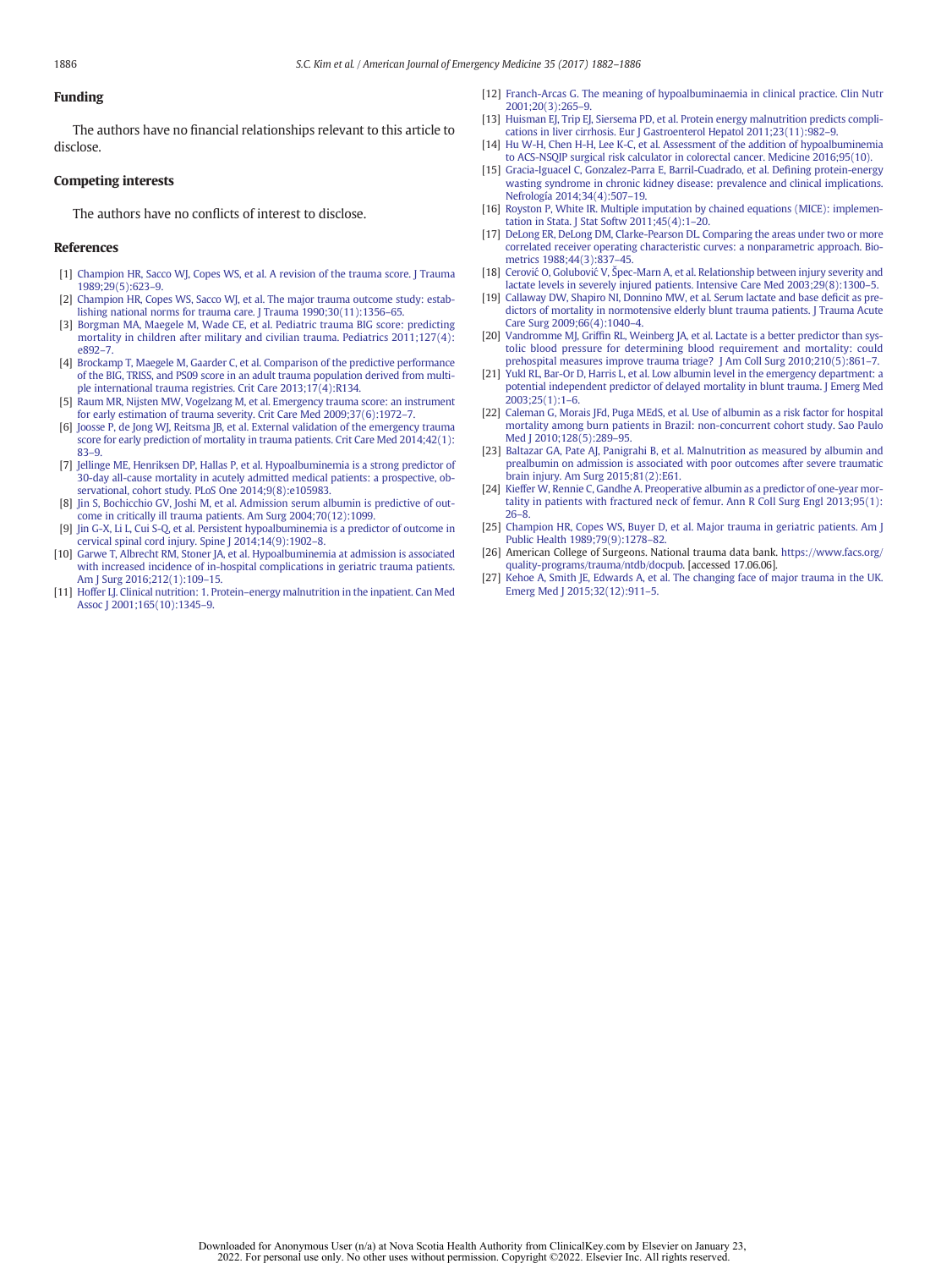## Funding

The authors have no financial relationships relevant to this article to disclose.

## Competing interests

The authors have no conflicts of interest to disclose.

## References

[1] Champion HR, Sacco WJ, Copes WS, et al. A revision of the trauma score. J Trauma 1989;29(5):623–9.

[2] Champion HR, Copes WS, Sacco WJ, et al. The major trauma outcome study: establishing national norms for trauma care. J Trauma 1990;30(11):1356–65.

[3] Borgman MA, Maegele M, Wade CE, et al. Pediatric trauma BIG score: predicting mortality in children after military and civilian trauma. Pediatrics 2011;127(4):e892–7.

[4] Brockamp T, Maegele M, Gaarder C, et al. Comparison of the predictive performance of the BIG, TRISS, and PS09 score in an adult trauma population derived from multiple international trauma registries. Crit Care 2013;17(4):R134.

[5] Raum MR, Nijsten MW, Vogelzang M, et al. Emergency trauma score: an instrument for early estimation of trauma severity. Crit Care Med 2009;37(6):1972–7.

[6] Joosse P, de Jong WJ, Reitsma JB, et al. External validation of the emergency trauma score for early prediction of mortality in trauma patients. Crit Care Med 2014;42(1):83–9.

[7] Jellinge ME, Henriksen DP, Hallas P, et al. Hypoalbuminemia is a strong predictor of 30-day all-cause mortality in acutely admitted medical patients: a prospective, observational, cohort study. PLoS One 2014;9(8):e105983.

[8] Jin S, Bochicchio GV, Joshi M, et al. Admission serum albumin is predictive of outcome in critically ill trauma patients. Am Surg 2004;70(12):1099.

[9] Jin G-X, Li L, Cui S-Q, et al. Persistent hypoalbuminemia is a predictor of outcome in cervical spinal cord injury. Spine J 2014;14(9):1902–8.

[10] Garwe T, Albrecht RM, Stoner JA, et al. Hypoalbuminemia at admission is associated with increased incidence of in-hospital complications in geriatric trauma patients. Am J Surg 2016;212(1):109–15.

[11] Hoffer LJ. Clinical nutrition: 1. Protein–energy malnutrition in the inpatient. Can Med Assoc J 2001;165(10):1345–9.

[12] Franch-Arcas G. The meaning of hypoalbuminaemia in clinical practice. Clin Nutr 2001;20(3):265–9.

[13] Huisman EJ, Trip EJ, Siersema PD, et al. Protein energy malnutrition predicts complications in liver cirrhosis. Eur J Gastroenterol Hepatol 2011;23(11):982–9.

[14] Hu W-H, Chen H-H, Lee K-C, et al. Assessment of the addition of hypoalbuminemia to ACS-NSQIP surgical risk calculator in colorectal cancer. Medicine 2016;95(10).

[15] Gracia-Iguacel C, Gonzalez-Parra E, Barril-Cuadrado, et al. Defining protein-energy wasting syndrome in chronic kidney disease: prevalence and clinical implications. Nefrología 2014;34(4):507–19.

[16] Royston P, White IR. Multiple imputation by chained equations (MICE): implementation in Stata. J Stat Softw 2011;45(4):1–20.

[17] DeLong ER, DeLong DM, Clarke-Pearson DL. Comparing the areas under two or more correlated receiver operating characteristic curves: a nonparametric approach. Biometrics 1988;44(3):837–45.

[18] Cerović O, Golubović V, Špec-Marn A, et al. Relationship between injury severity and lactate levels in severely injured patients. Intensive Care Med 2003;29(8):1300–5.

[19] Callaway DW, Shapiro NI, Donnino MW, et al. Serum lactate and base deficit as predictors of mortality in normotensive elderly blunt trauma patients. J Trauma Acute Care Surg 2009;66(4):1040–4.

[20] Vandromme MJ, Griffin RL, Weinberg JA, et al. Lactate is a better predictor than systolic blood pressure for determining blood requirement and mortality: could prehospital measures improve trauma triage? J Am Coll Surg 2010;210(5):861–7.

[21] Yukl RL, Bar-Or D, Harris L, et al. Low albumin level in the emergency department: a potential independent predictor of delayed mortality in blunt trauma. J Emerg Med 2003;25(1):1–6.

[22] Caleman G, Morais JFd, Puga MEdS, et al. Use of albumin as a risk factor for hospital mortality among burn patients in Brazil: non-concurrent cohort study. Sao Paulo Med J 2010;128(5):289–95.

[23] Baltazar GA, Pate AJ, Panigrahi B, et al. Malnutrition as measured by albumin and prealbumin on admission is associated with poor outcomes after severe traumatic brain injury. Am Surg 2015;81(2):E61.

[24] Kieffer W, Rennie C, Gandhe A. Preoperative albumin as a predictor of one-year mortality in patients with fractured neck of femur. Ann R Coll Surg Engl 2013;95(1):26–8.

[25] Champion HR, Copes WS, Buyer D, et al. Major trauma in geriatric patients. Am J Public Health 1989;79(9):1278–82.

[26] American College of Surgeons. National trauma data bank. https://www.facs.org/quality-programs/trauma/ntdb/docpub. [accessed 17.06.06].

[27] Kehoe A, Smith JE, Edwards A, et al. The changing face of major trauma in the UK. Emerg Med J 2015;32(12):911–5.